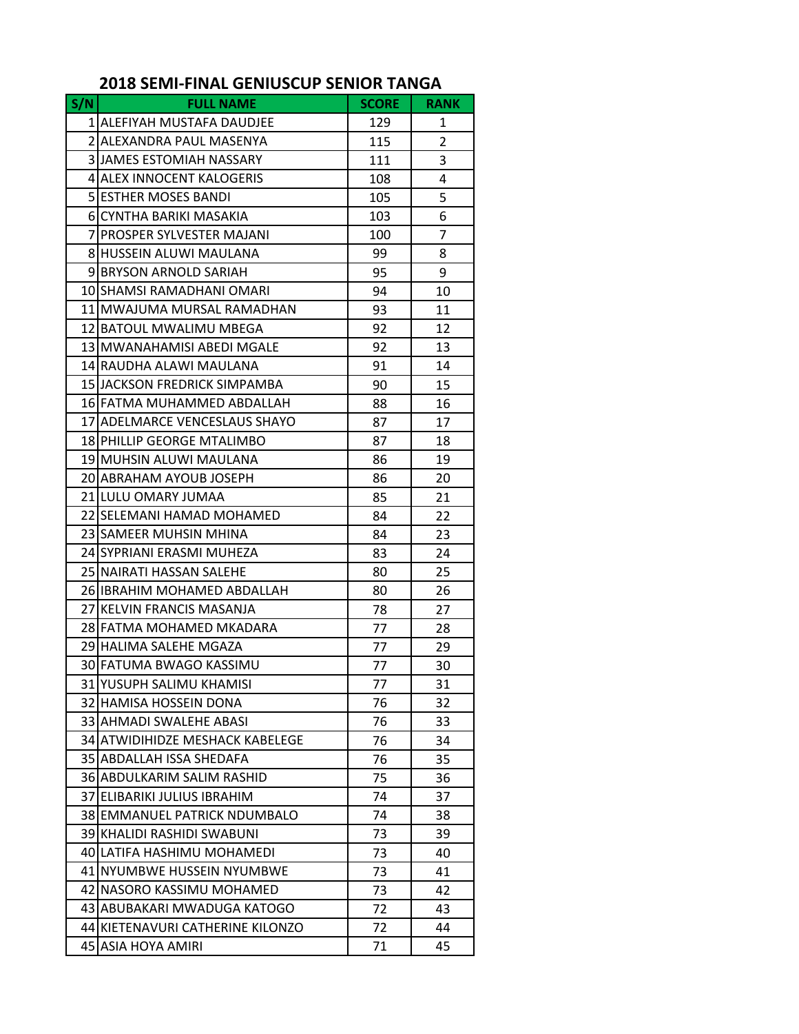## 2018 SEMI-FINAL GENIUSCUP SENIOR TANGA

| S/N | FULL NAME | SCORE | RANK |
|---|---|---|---|
| 1 | ALEFIYAH MUSTAFA DAUDJEE | 129 | 1 |
| 2 | ALEXANDRA PAUL MASENYA | 115 | 2 |
| 3 | JAMES ESTOMIAH NASSARY | 111 | 3 |
| 4 | ALEX INNOCENT KALOGERIS | 108 | 4 |
| 5 | ESTHER MOSES BANDI | 105 | 5 |
| 6 | CYNTHA BARIKI MASAKIA | 103 | 6 |
| 7 | PROSPER SYLVESTER MAJANI | 100 | 7 |
| 8 | HUSSEIN ALUWI MAULANA | 99 | 8 |
| 9 | BRYSON ARNOLD SARIAH | 95 | 9 |
| 10 | SHAMSI RAMADHANI OMARI | 94 | 10 |
| 11 | MWAJUMA MURSAL RAMADHAN | 93 | 11 |
| 12 | BATOUL MWALIMU MBEGA | 92 | 12 |
| 13 | MWANAHAMISI ABEDI MGALE | 92 | 13 |
| 14 | RAUDHA ALAWI MAULANA | 91 | 14 |
| 15 | JACKSON FREDRICK SIMPAMBA | 90 | 15 |
| 16 | FATMA MUHAMMED ABDALLAH | 88 | 16 |
| 17 | ADELMARCE VENCESLAUS SHAYO | 87 | 17 |
| 18 | PHILLIP GEORGE MTALIMBO | 87 | 18 |
| 19 | MUHSIN ALUWI MAULANA | 86 | 19 |
| 20 | ABRAHAM AYOUB JOSEPH | 86 | 20 |
| 21 | LULU OMARY JUMAA | 85 | 21 |
| 22 | SELEMANI HAMAD MOHAMED | 84 | 22 |
| 23 | SAMEER MUHSIN MHINA | 84 | 23 |
| 24 | SYPRIANI ERASMI MUHEZA | 83 | 24 |
| 25 | NAIRATI HASSAN SALEHE | 80 | 25 |
| 26 | IBRAHIM MOHAMED ABDALLAH | 80 | 26 |
| 27 | KELVIN FRANCIS MASANJA | 78 | 27 |
| 28 | FATMA MOHAMED MKADARA | 77 | 28 |
| 29 | HALIMA SALEHE MGAZA | 77 | 29 |
| 30 | FATUMA BWAGO KASSIMU | 77 | 30 |
| 31 | YUSUPH SALIMU KHAMISI | 77 | 31 |
| 32 | HAMISA HOSSEIN DONA | 76 | 32 |
| 33 | AHMADI SWALEHE ABASI | 76 | 33 |
| 34 | ATWIDIHIDZE MESHACK KABELEGE | 76 | 34 |
| 35 | ABDALLAH ISSA SHEDAFA | 76 | 35 |
| 36 | ABDULKARIM SALIM RASHID | 75 | 36 |
| 37 | ELIBARIKI JULIUS IBRAHIM | 74 | 37 |
| 38 | EMMANUEL PATRICK NDUMBALO | 74 | 38 |
| 39 | KHALIDI RASHIDI SWABUNI | 73 | 39 |
| 40 | LATIFA HASHIMU MOHAMEDI | 73 | 40 |
| 41 | NYUMBWE HUSSEIN NYUMBWE | 73 | 41 |
| 42 | NASORO KASSIMU MOHAMED | 73 | 42 |
| 43 | ABUBAKARI MWADUGA KATOGO | 72 | 43 |
| 44 | KIETENAVURI CATHERINE KILONZO | 72 | 44 |
| 45 | ASIA HOYA AMIRI | 71 | 45 |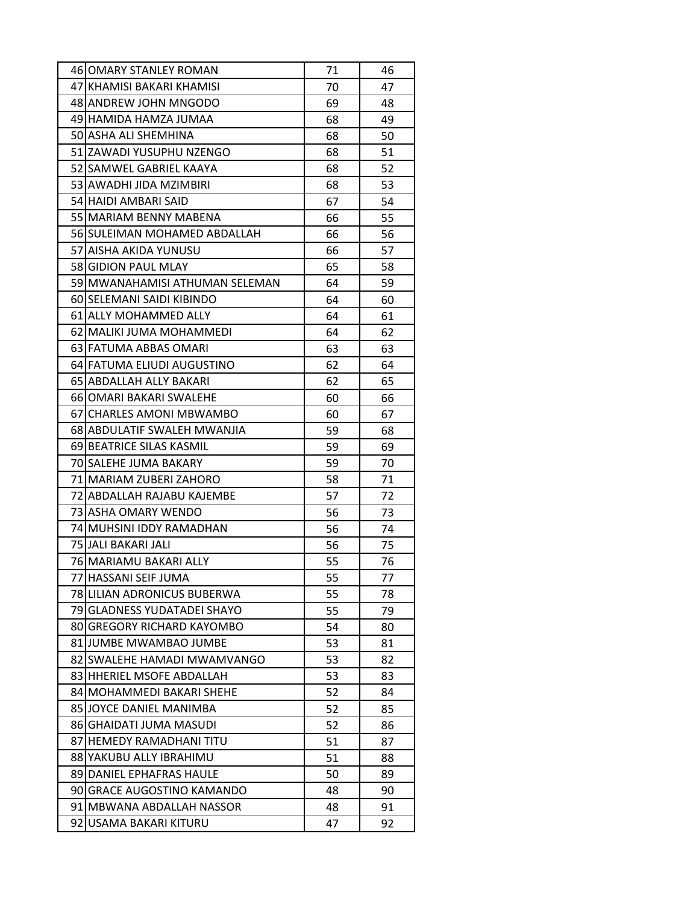| | | | |
|---|---|---|---|
| 46 | OMARY STANLEY ROMAN | 71 | 46 |
| 47 | KHAMISI BAKARI KHAMISI | 70 | 47 |
| 48 | ANDREW JOHN MNGODO | 69 | 48 |
| 49 | HAMIDA HAMZA JUMAA | 68 | 49 |
| 50 | ASHA ALI SHEMHINA | 68 | 50 |
| 51 | ZAWADI YUSUPHU NZENGO | 68 | 51 |
| 52 | SAMWEL GABRIEL KAAYA | 68 | 52 |
| 53 | AWADHI JIDA MZIMBIRI | 68 | 53 |
| 54 | HAIDI AMBARI SAID | 67 | 54 |
| 55 | MARIAM BENNY MABENA | 66 | 55 |
| 56 | SULEIMAN MOHAMED ABDALLAH | 66 | 56 |
| 57 | AISHA AKIDA YUNUSU | 66 | 57 |
| 58 | GIDION PAUL MLAY | 65 | 58 |
| 59 | MWANAHAMISI ATHUMAN SELEMAN | 64 | 59 |
| 60 | SELEMANI SAIDI KIBINDO | 64 | 60 |
| 61 | ALLY MOHAMMED ALLY | 64 | 61 |
| 62 | MALIKI JUMA MOHAMMEDI | 64 | 62 |
| 63 | FATUMA ABBAS OMARI | 63 | 63 |
| 64 | FATUMA ELIUDI AUGUSTINO | 62 | 64 |
| 65 | ABDALLAH ALLY BAKARI | 62 | 65 |
| 66 | OMARI BAKARI SWALEHE | 60 | 66 |
| 67 | CHARLES AMONI MBWAMBO | 60 | 67 |
| 68 | ABDULATIF SWALEH MWANJIA | 59 | 68 |
| 69 | BEATRICE SILAS KASMIL | 59 | 69 |
| 70 | SALEHE JUMA BAKARY | 59 | 70 |
| 71 | MARIAM ZUBERI ZAHORO | 58 | 71 |
| 72 | ABDALLAH RAJABU KAJEMBE | 57 | 72 |
| 73 | ASHA OMARY WENDO | 56 | 73 |
| 74 | MUHSINI IDDY RAMADHAN | 56 | 74 |
| 75 | JALI BAKARI JALI | 56 | 75 |
| 76 | MARIAMU BAKARI ALLY | 55 | 76 |
| 77 | HASSANI SEIF JUMA | 55 | 77 |
| 78 | LILIAN ADRONICUS BUBERWA | 55 | 78 |
| 79 | GLADNESS YUDATADEI SHAYO | 55 | 79 |
| 80 | GREGORY RICHARD KAYOMBO | 54 | 80 |
| 81 | JUMBE MWAMBAO JUMBE | 53 | 81 |
| 82 | SWALEHE HAMADI MWAMVANGO | 53 | 82 |
| 83 | HHERIEL MSOFE ABDALLAH | 53 | 83 |
| 84 | MOHAMMEDI BAKARI SHEHE | 52 | 84 |
| 85 | JOYCE DANIEL MANIMBA | 52 | 85 |
| 86 | GHAIDATI JUMA MASUDI | 52 | 86 |
| 87 | HEMEDY RAMADHANI TITU | 51 | 87 |
| 88 | YAKUBU ALLY IBRAHIMU | 51 | 88 |
| 89 | DANIEL EPHAFRAS HAULE | 50 | 89 |
| 90 | GRACE AUGOSTINO KAMANDO | 48 | 90 |
| 91 | MBWANA ABDALLAH NASSOR | 48 | 91 |
| 92 | USAMA BAKARI KITURU | 47 | 92 |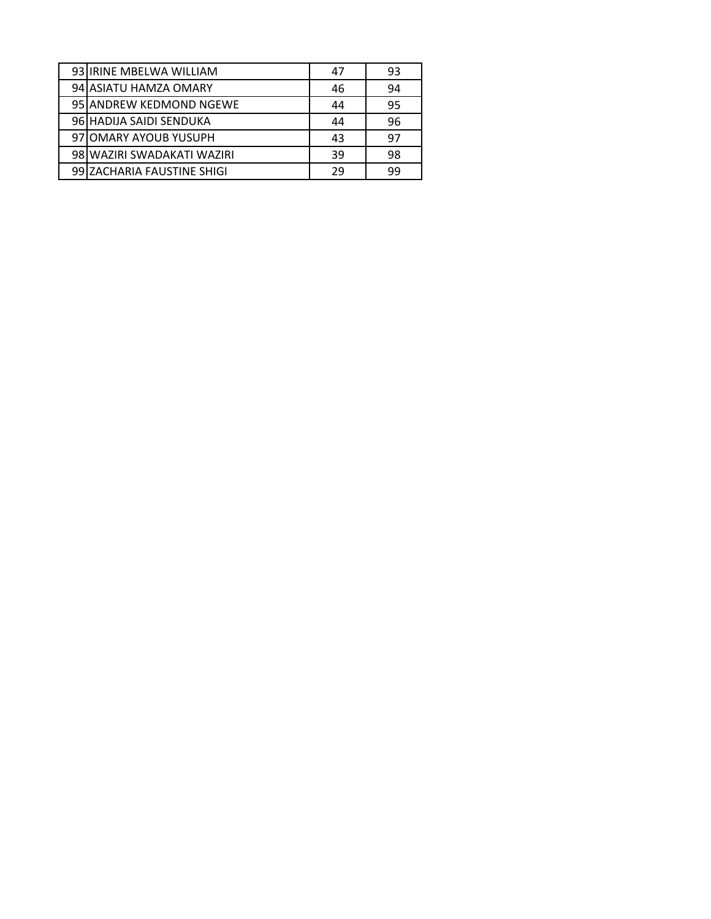| | | | |
|---|---|---|---|
| 93 | IRINE MBELWA WILLIAM | 47 | 93 |
| 94 | ASIATU HAMZA OMARY | 46 | 94 |
| 95 | ANDREW KEDMOND NGEWE | 44 | 95 |
| 96 | HADIJA SAIDI SENDUKA | 44 | 96 |
| 97 | OMARY AYOUB YUSUPH | 43 | 97 |
| 98 | WAZIRI SWADAKATI WAZIRI | 39 | 98 |
| 99 | ZACHARIA FAUSTINE SHIGI | 29 | 99 |